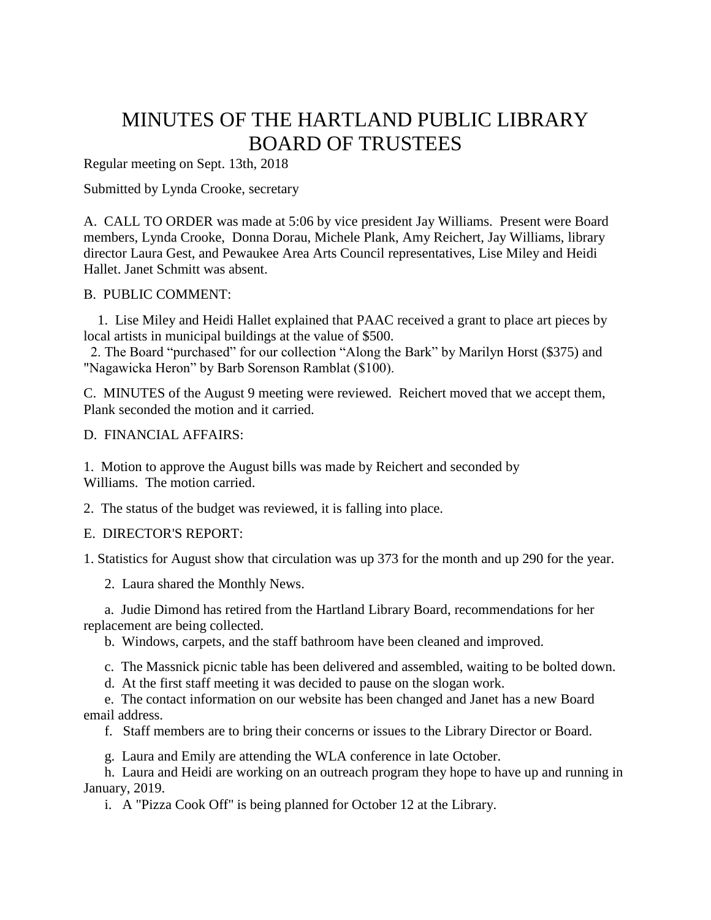# MINUTES OF THE HARTLAND PUBLIC LIBRARY BOARD OF TRUSTEES

Regular meeting on Sept. 13th, 2018

Submitted by Lynda Crooke, secretary

A. CALL TO ORDER was made at 5:06 by vice president Jay Williams. Present were Board members, Lynda Crooke, Donna Dorau, Michele Plank, Amy Reichert, Jay Williams, library director Laura Gest, and Pewaukee Area Arts Council representatives, Lise Miley and Heidi Hallet. Janet Schmitt was absent.

B. PUBLIC COMMENT:

1. Lise Miley and Heidi Hallet explained that PAAC received a grant to place art pieces by local artists in municipal buildings at the value of $500.
2. The Board "purchased" for our collection "Along the Bark" by Marilyn Horst ($375) and "Nagawicka Heron" by Barb Sorenson Ramblat ($100).

C. MINUTES of the August 9 meeting were reviewed. Reichert moved that we accept them, Plank seconded the motion and it carried.

D. FINANCIAL AFFAIRS:

1. Motion to approve the August bills was made by Reichert and seconded by Williams. The motion carried.
2. The status of the budget was reviewed, it is falling into place.

E. DIRECTOR'S REPORT:

1. Statistics for August show that circulation was up 373 for the month and up 290 for the year.
2. Laura shared the Monthly News.
   - a. Judie Dimond has retired from the Hartland Library Board, recommendations for her replacement are being collected.
   - b. Windows, carpets, and the staff bathroom have been cleaned and improved.
   - c. The Massnick picnic table has been delivered and assembled, waiting to be bolted down.
   - d. At the first staff meeting it was decided to pause on the slogan work.
   - e. The contact information on our website has been changed and Janet has a new Board email address.
   - f. Staff members are to bring their concerns or issues to the Library Director or Board.
   - g. Laura and Emily are attending the WLA conference in late October.
   - h. Laura and Heidi are working on an outreach program they hope to have up and running in January, 2019.
   - i. A "Pizza Cook Off" is being planned for October 12 at the Library.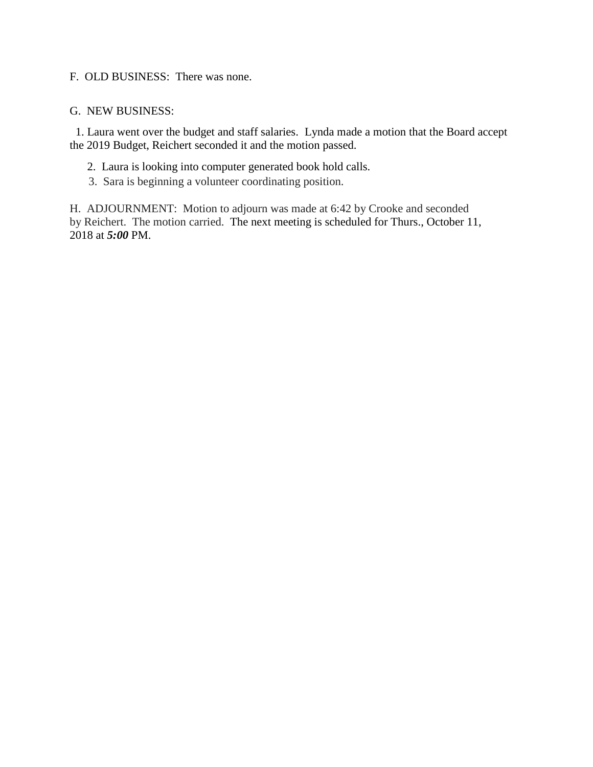F.  OLD BUSINESS:  There was none.

G.  NEW BUSINESS:

1. Laura went over the budget and staff salaries.  Lynda made a motion that the Board accept the 2019 Budget, Reichert seconded it and the motion passed.

2. Laura is looking into computer generated book hold calls.

3. Sara is beginning a volunteer coordinating position.

H.  ADJOURNMENT:  Motion to adjourn was made at 6:42 by Crooke and seconded by Reichert.  The motion carried.  The next meeting is scheduled for Thurs., October 11, 2018 at ***5:00*** PM.